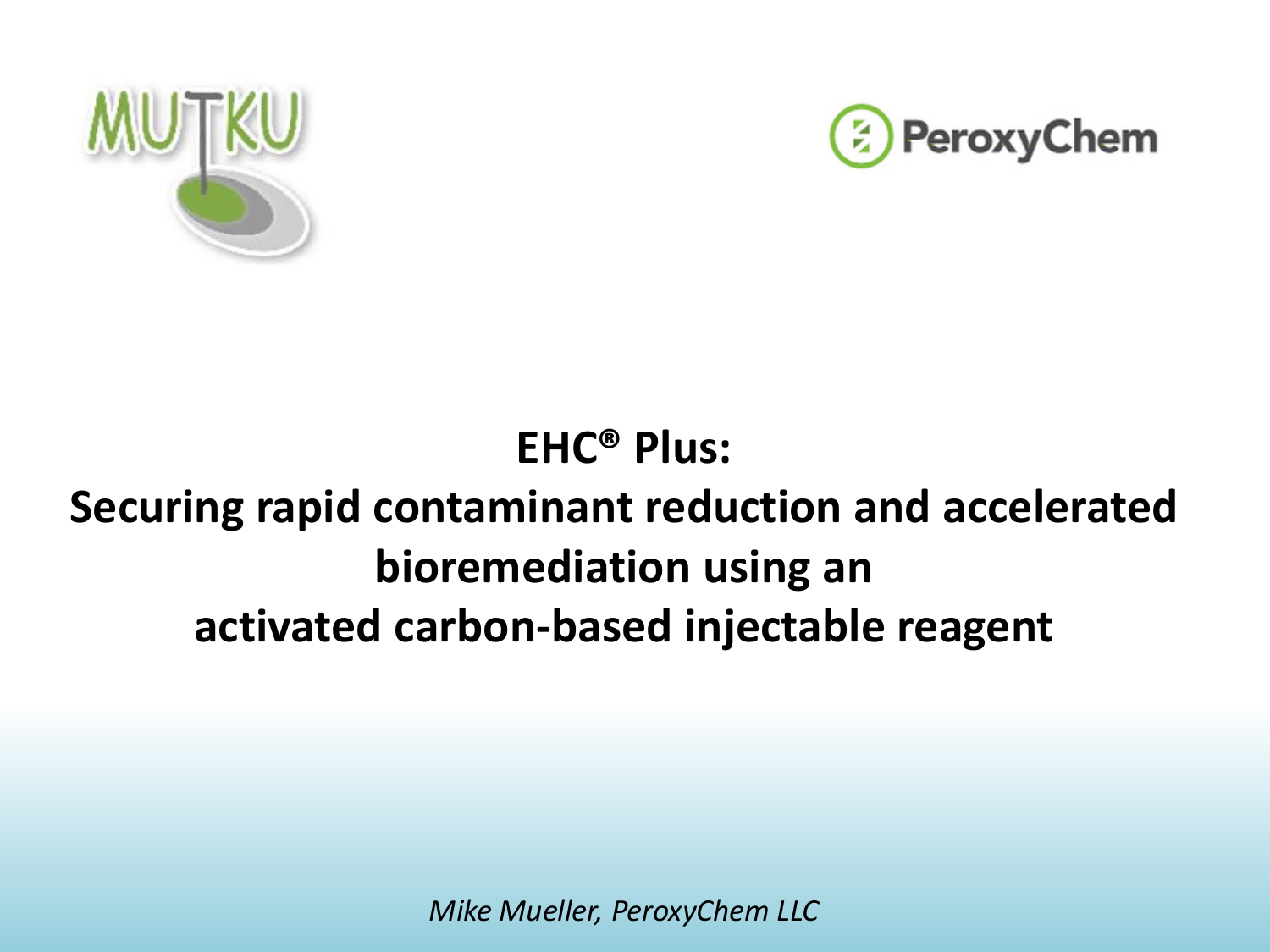MUTKU

PeroxyChem

# EHC® Plus:
# Securing rapid contaminant reduction and accelerated bioremediation using an activated carbon-based injectable reagent

*Mike Mueller, PeroxyChem LLC*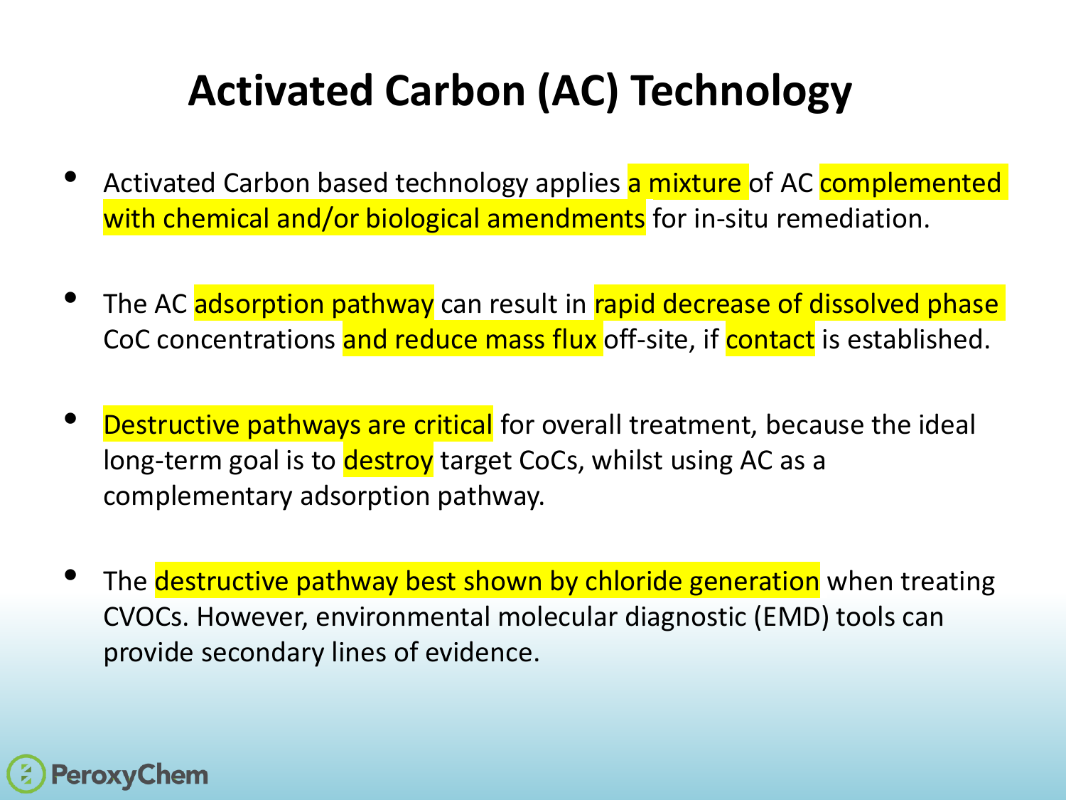# Activated Carbon (AC) Technology

- Activated Carbon based technology applies a mixture of AC complemented with chemical and/or biological amendments for in-situ remediation.

- The AC adsorption pathway can result in rapid decrease of dissolved phase CoC concentrations and reduce mass flux off-site, if contact is established.

- Destructive pathways are critical for overall treatment, because the ideal long-term goal is to destroy target CoCs, whilst using AC as a complementary adsorption pathway.

- The destructive pathway best shown by chloride generation when treating CVOCs. However, environmental molecular diagnostic (EMD) tools can provide secondary lines of evidence.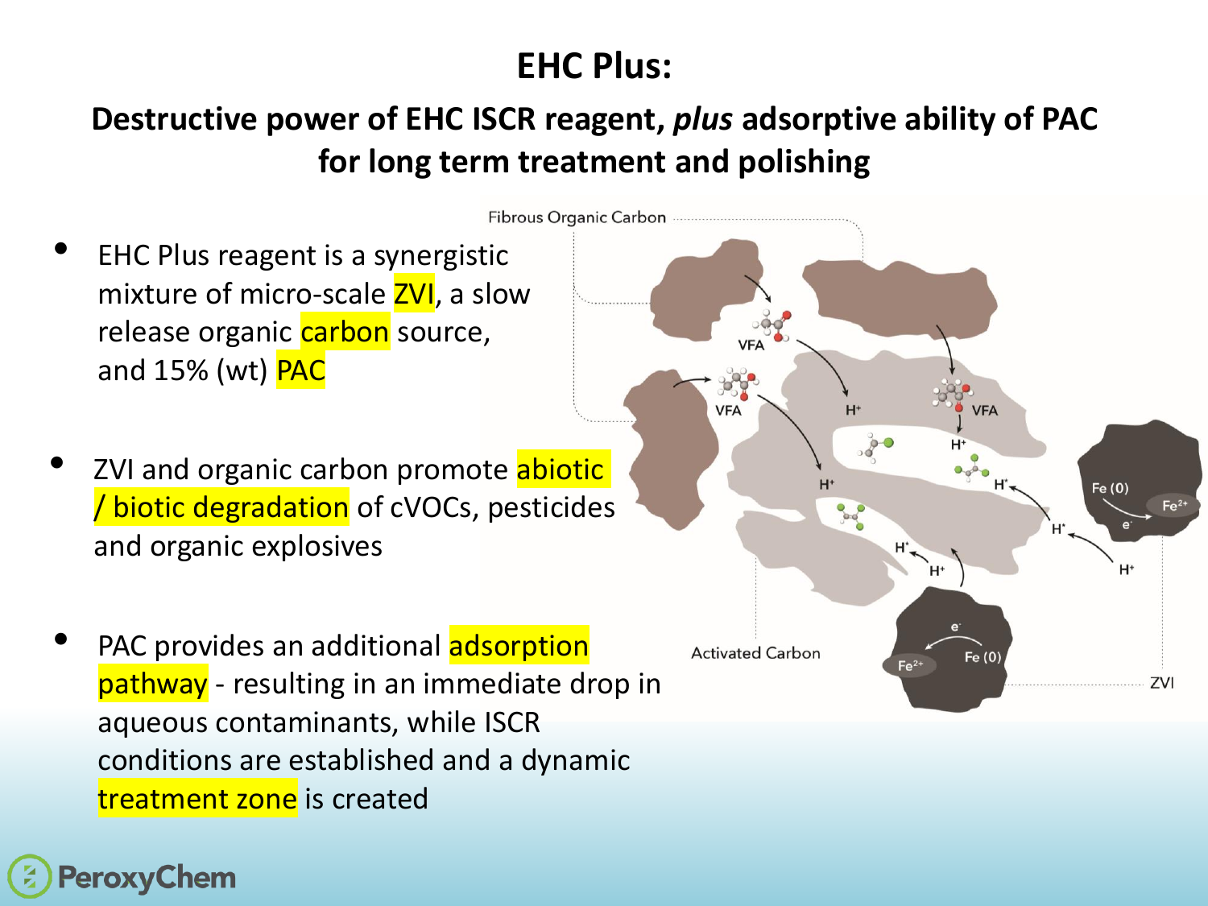# EHC Plus:

## Destructive power of EHC ISCR reagent, *plus* adsorptive ability of PAC for long term treatment and polishing

- EHC Plus reagent is a synergistic mixture of micro-scale ZVI, a slow release organic carbon source, and 15% (wt) PAC
- ZVI and organic carbon promote abiotic / biotic degradation of cVOCs, pesticides and organic explosives
- PAC provides an additional adsorption pathway - resulting in an immediate drop in aqueous contaminants, while ISCR conditions are established and a dynamic treatment zone is created

Fibrous Organic Carbon

VFA

$H^+$

$Fe(0)$

$Fe^{2+}$

$e^-$

Activated Carbon

ZVI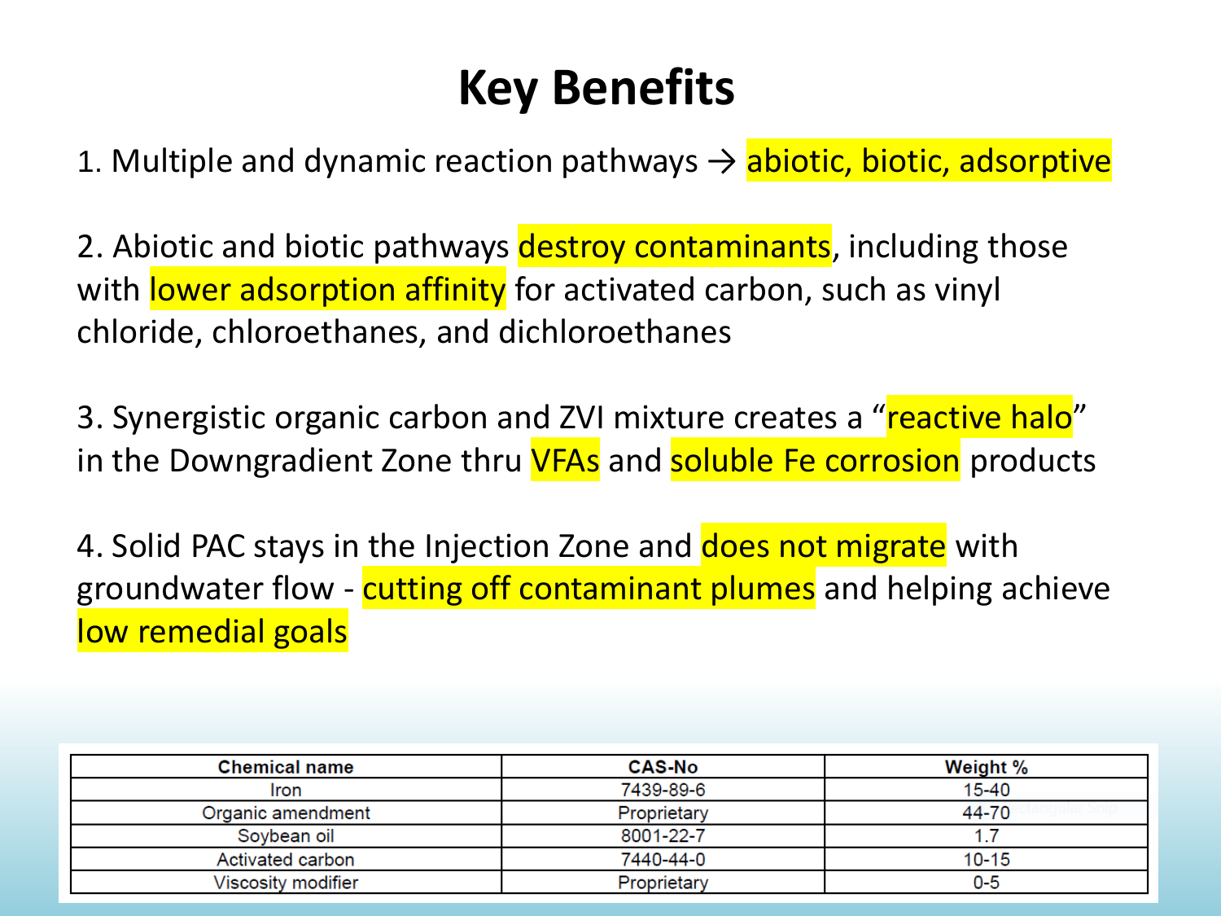# Key Benefits

1. Multiple and dynamic reaction pathways → abiotic, biotic, adsorptive

2. Abiotic and biotic pathways destroy contaminants, including those with lower adsorption affinity for activated carbon, such as vinyl chloride, chloroethanes, and dichloroethanes

3. Synergistic organic carbon and ZVI mixture creates a "reactive halo" in the Downgradient Zone thru VFAs and soluble Fe corrosion products

4. Solid PAC stays in the Injection Zone and does not migrate with groundwater flow - cutting off contaminant plumes and helping achieve low remedial goals

| Chemical name | CAS-No | Weight % |
| --- | --- | --- |
| Iron | 7439-89-6 | 15-40 |
| Organic amendment | Proprietary | 44-70 |
| Soybean oil | 8001-22-7 | 1.7 |
| Activated carbon | 7440-44-0 | 10-15 |
| Viscosity modifier | Proprietary | 0-5 |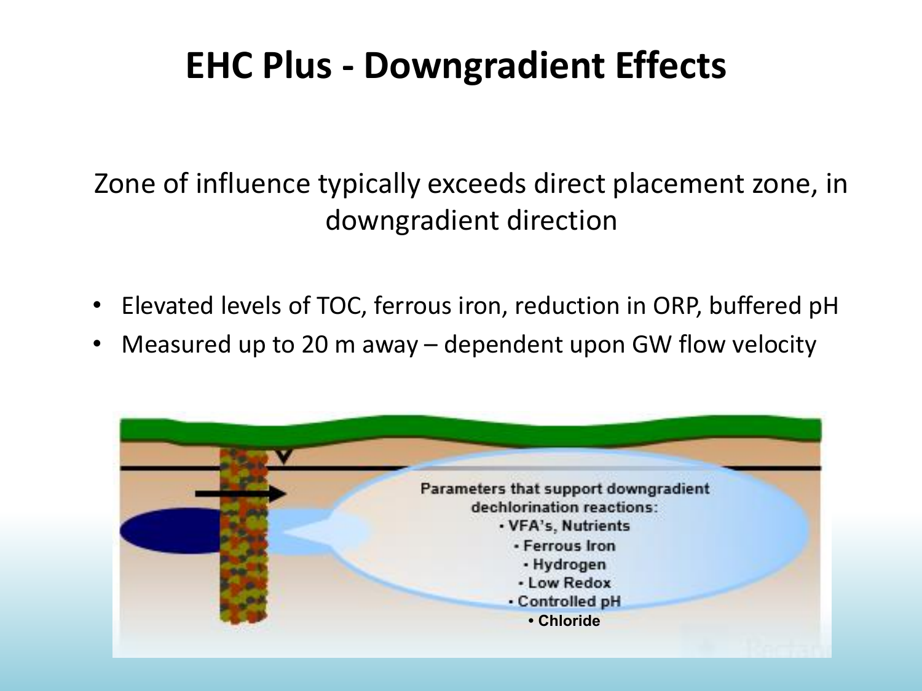# EHC Plus - Downgradient Effects

Zone of influence typically exceeds direct placement zone, in downgradient direction

- Elevated levels of TOC, ferrous iron, reduction in ORP, buffered pH
- Measured up to 20 m away – dependent upon GW flow velocity

Parameters that support downgradient dechlorination reactions:

- VFA's, Nutrients
- Ferrous Iron
- Hydrogen
- Low Redox
- Controlled pH
- **Chloride**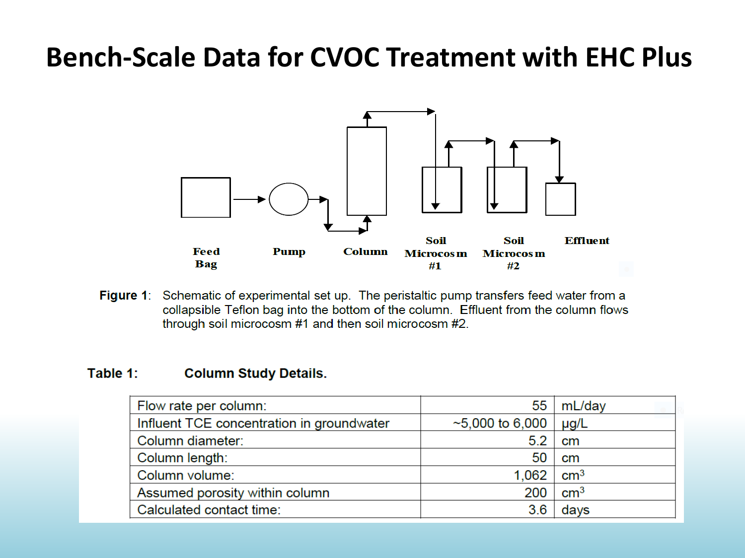# Bench-Scale Data for CVOC Treatment with EHC Plus

Feed Bag → Pump → Column → Soil Microcosm #1 → Soil Microcosm #2 → Effluent

**Figure 1**: Schematic of experimental set up. The peristaltic pump transfers feed water from a collapsible Teflon bag into the bottom of the column. Effluent from the column flows through soil microcosm #1 and then soil microcosm #2.

**Table 1: Column Study Details.**

| | | |
|---|---|---|
| Flow rate per column: | 55 | mL/day |
| Influent TCE concentration in groundwater | ~5,000 to 6,000 | µg/L |
| Column diameter: | 5.2 | cm |
| Column length: | 50 | cm |
| Column volume: | 1,062 | $cm^3$ |
| Assumed porosity within column | 200 | $cm^3$ |
| Calculated contact time: | 3.6 | days |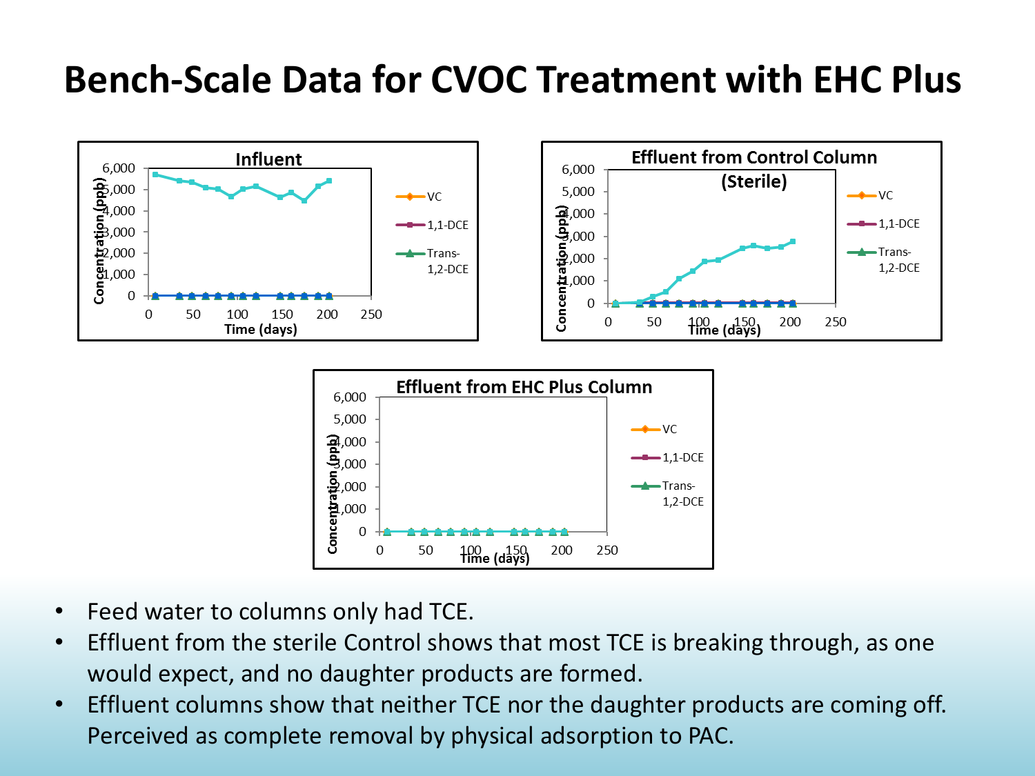# Bench-Scale Data for CVOC Treatment with EHC Plus

**Influent**

Concentration (ppb): 0 – 6,000; Time (days): 0 – 250

Legend: VC, 1,1-DCE, Trans-1,2-DCE

**Effluent from Control Column (Sterile)**

Concentration (ppb): 0 – 6,000; Time (days): 0 – 250

Legend: VC, 1,1-DCE, Trans-1,2-DCE

**Effluent from EHC Plus Column**

Concentration (ppb): 0 – 6,000; Time (days): 0 – 250

Legend: VC, 1,1-DCE, Trans-1,2-DCE

- Feed water to columns only had TCE.
- Effluent from the sterile Control shows that most TCE is breaking through, as one would expect, and no daughter products are formed.
- Effluent columns show that neither TCE nor the daughter products are coming off. Perceived as complete removal by physical adsorption to PAC.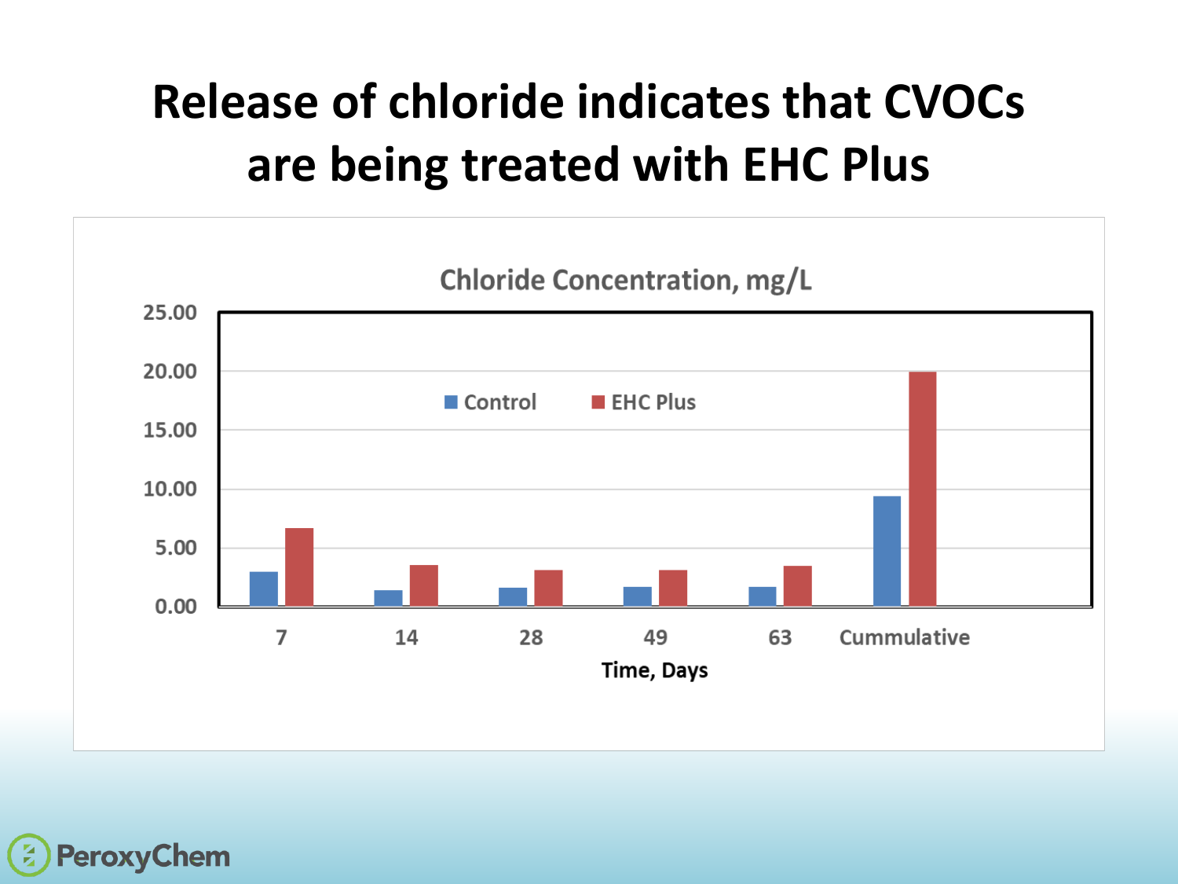# Release of chloride indicates that CVOCs are being treated with EHC Plus

Chloride Concentration, mg/L

| Time, Days | Control | EHC Plus |
|---|---|---|
| 7 | 3.0 | 6.7 |
| 14 | 1.4 | 3.5 |
| 28 | 1.6 | 3.1 |
| 49 | 1.7 | 3.1 |
| 63 | 1.7 | 3.4 |
| Cummulative | 9.4 | 19.9 |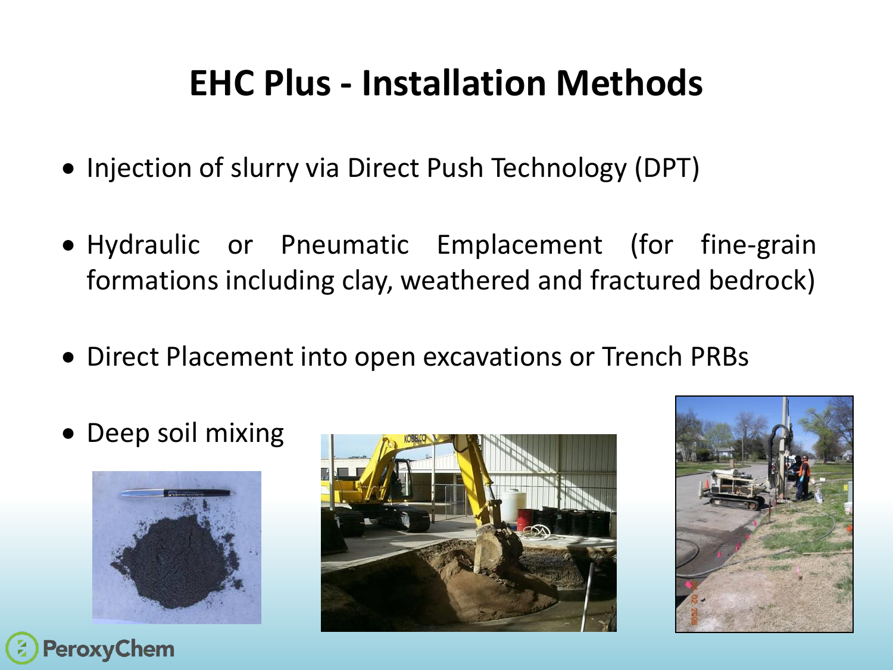# EHC Plus - Installation Methods

- Injection of slurry via Direct Push Technology (DPT)
- Hydraulic or Pneumatic Emplacement (for fine-grain formations including clay, weathered and fractured bedrock)
- Direct Placement into open excavations or Trench PRBs
- Deep soil mixing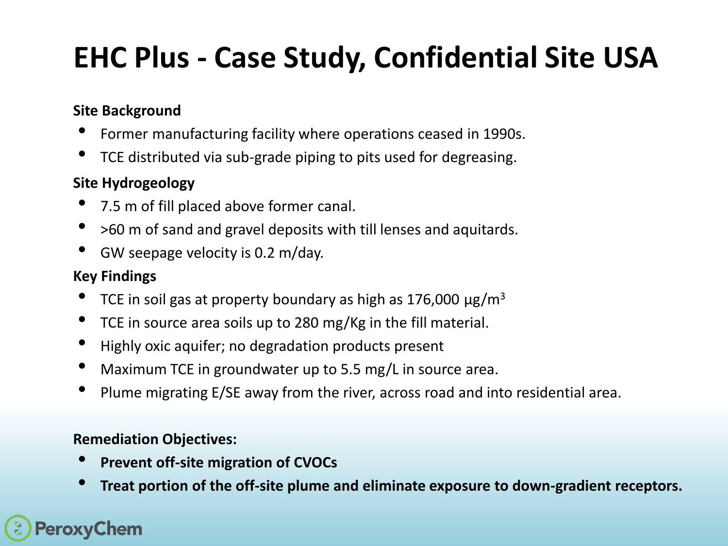# EHC Plus - Case Study, Confidential Site USA

**Site Background**

- Former manufacturing facility where operations ceased in 1990s.
- TCE distributed via sub-grade piping to pits used for degreasing.

**Site Hydrogeology**

- 7.5 m of fill placed above former canal.
- >60 m of sand and gravel deposits with till lenses and aquitards.
- GW seepage velocity is 0.2 m/day.

**Key Findings**

- TCE in soil gas at property boundary as high as 176,000 µg/$m^3$
- TCE in source area soils up to 280 mg/Kg in the fill material.
- Highly oxic aquifer; no degradation products present
- Maximum TCE in groundwater up to 5.5 mg/L in source area.
- Plume migrating E/SE away from the river, across road and into residential area.

**Remediation Objectives:**

- **Prevent off-site migration of CVOCs**
- **Treat portion of the off-site plume and eliminate exposure to down-gradient receptors.**

PeroxyChem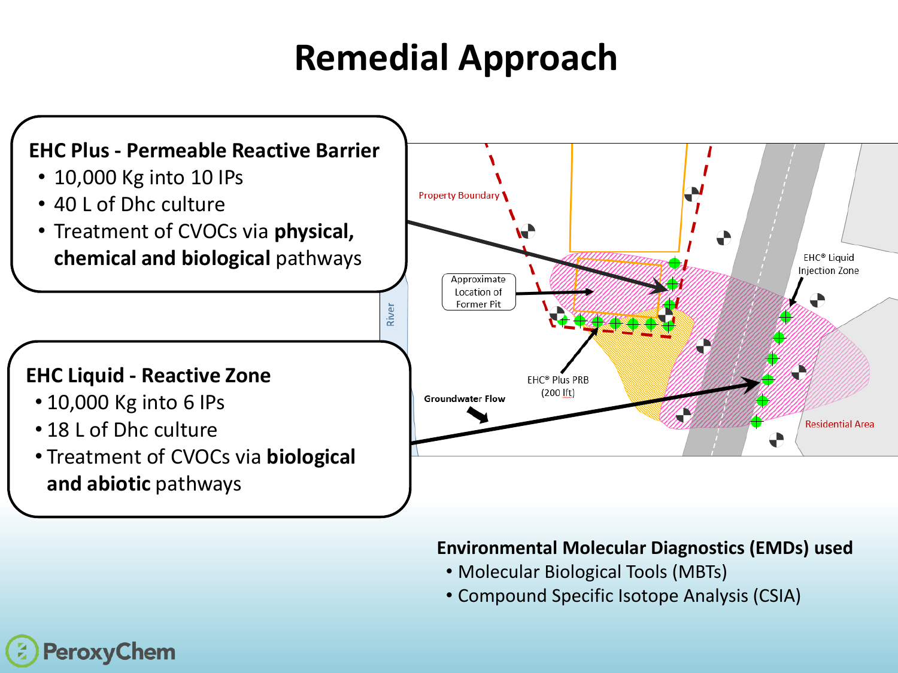# Remedial Approach

**EHC Plus - Permeable Reactive Barrier**

- 10,000 Kg into 10 IPs
- 40 L of Dhc culture
- Treatment of CVOCs via **physical, chemical and biological** pathways

**EHC Liquid - Reactive Zone**

- 10,000 Kg into 6 IPs
- 18 L of Dhc culture
- Treatment of CVOCs via **biological and abiotic** pathways

Property Boundary

Approximate Location of Former Pit

River

Groundwater Flow

EHC® Plus PRB (200 lft)

EHC® Liquid Injection Zone

Residential Area

**Environmental Molecular Diagnostics (EMDs) used**

- Molecular Biological Tools (MBTs)
- Compound Specific Isotope Analysis (CSIA)

PeroxyChem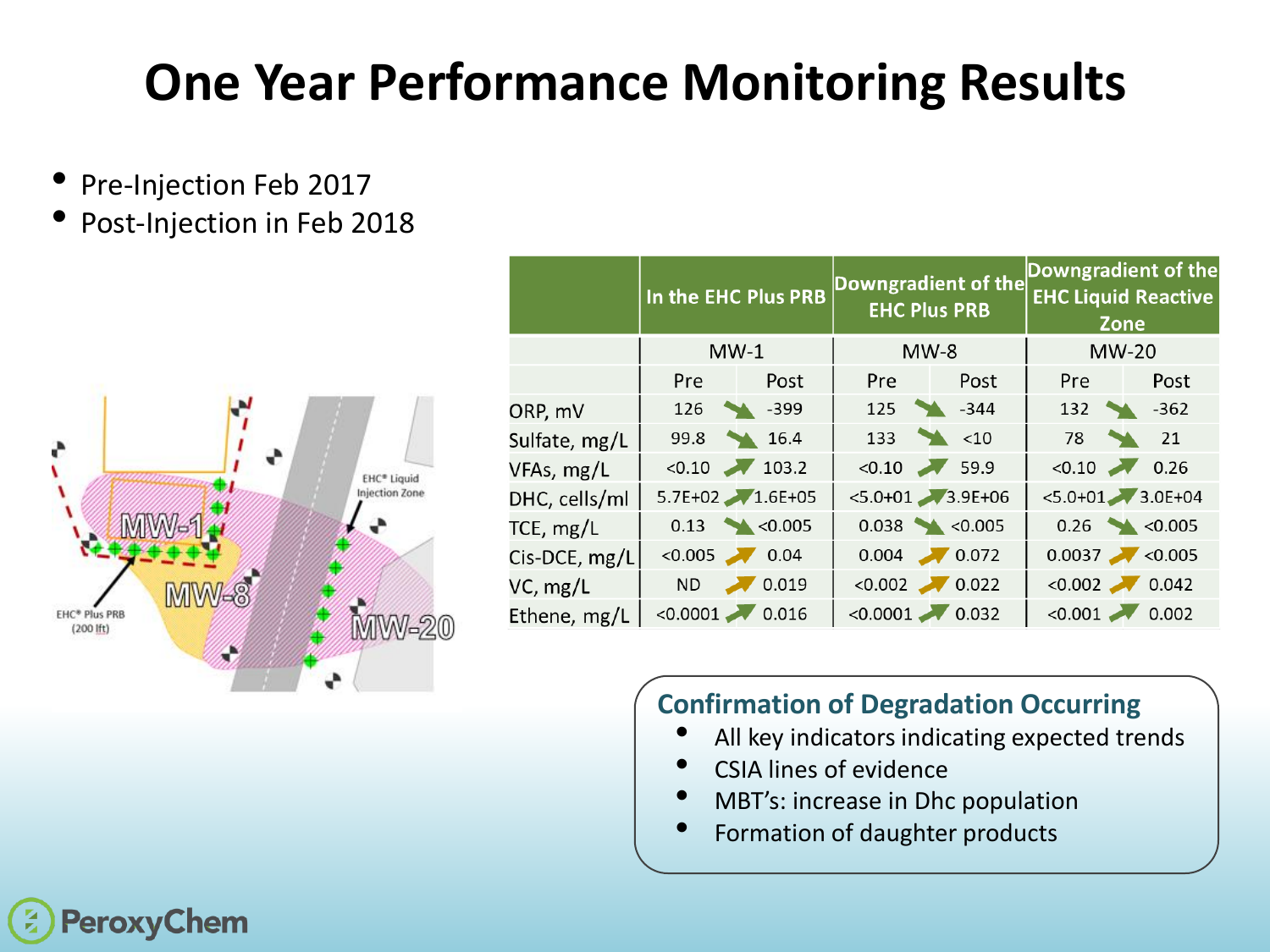# One Year Performance Monitoring Results

- Pre-Injection Feb 2017
- Post-Injection in Feb 2018

| | In the EHC Plus PRB | | Downgradient of the EHC Plus PRB | | Downgradient of the EHC Liquid Reactive Zone | |
|---|---|---|---|---|---|---|
| | MW-1 | | MW-8 | | MW-20 | |
| | Pre | Post | Pre | Post | Pre | Post |
| ORP, mV | 126 | -399 | 125 | -344 | 132 | -362 |
| Sulfate, mg/L | 99.8 | 16.4 | 133 | <10 | 78 | 21 |
| VFAs, mg/L | <0.10 | 103.2 | <0.10 | 59.9 | <0.10 | 0.26 |
| DHC, cells/ml | 5.7E+02 | 1.6E+05 | <5.0+01 | 3.9E+06 | <5.0+01 | 3.0E+04 |
| TCE, mg/L | 0.13 | <0.005 | 0.038 | <0.005 | 0.26 | <0.005 |
| Cis-DCE, mg/L | <0.005 | 0.04 | 0.004 | 0.072 | 0.0037 | <0.005 |
| VC, mg/L | ND | 0.019 | <0.002 | 0.022 | <0.002 | 0.042 |
| Ethene, mg/L | <0.0001 | 0.016 | <0.0001 | 0.032 | <0.001 | 0.002 |

**Confirmation of Degradation Occurring**

- All key indicators indicating expected trends
- CSIA lines of evidence
- MBT's: increase in Dhc population
- Formation of daughter products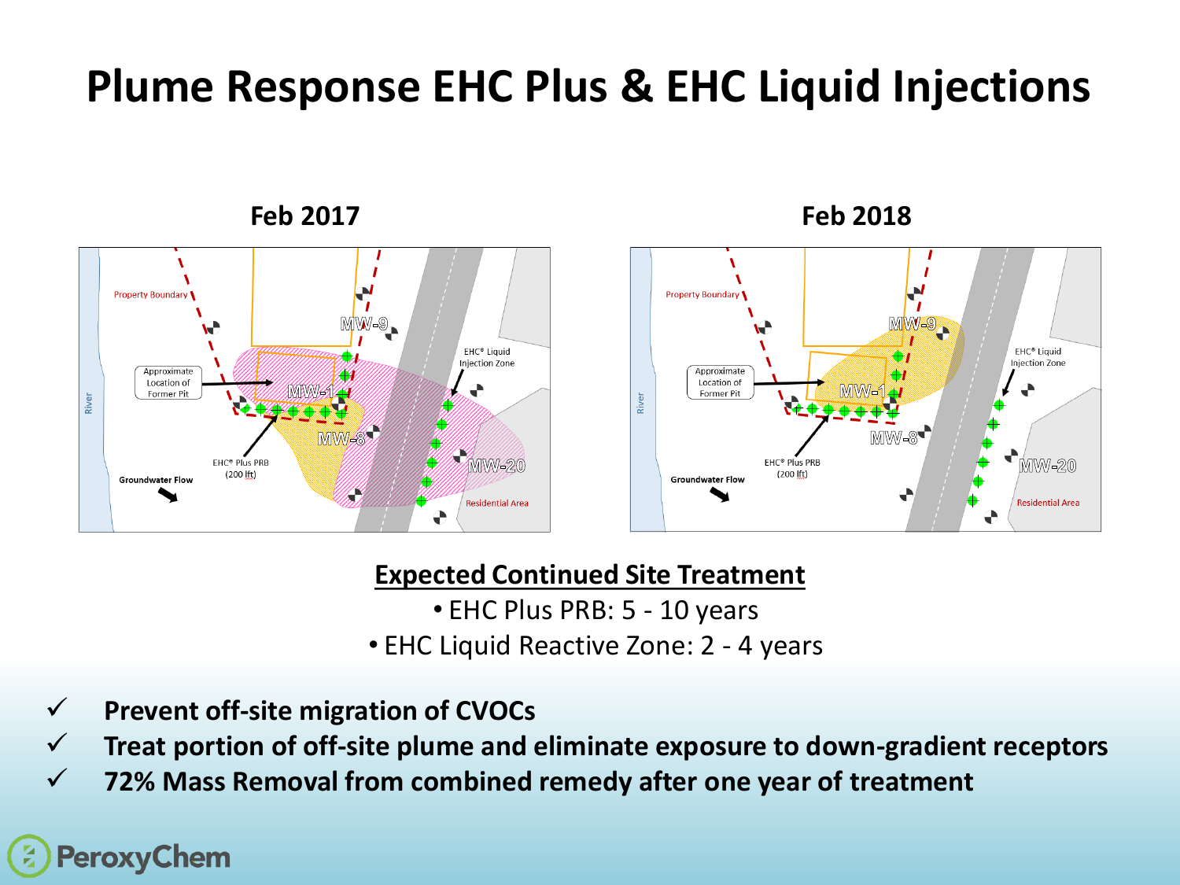# Plume Response EHC Plus & EHC Liquid Injections

**Feb 2017**

**Feb 2018**

**Expected Continued Site Treatment**

- EHC Plus PRB: 5 - 10 years
- EHC Liquid Reactive Zone: 2 - 4 years

✓ **Prevent off-site migration of CVOCs**

✓ **Treat portion of off-site plume and eliminate exposure to down-gradient receptors**

✓ **72% Mass Removal from combined remedy after one year of treatment**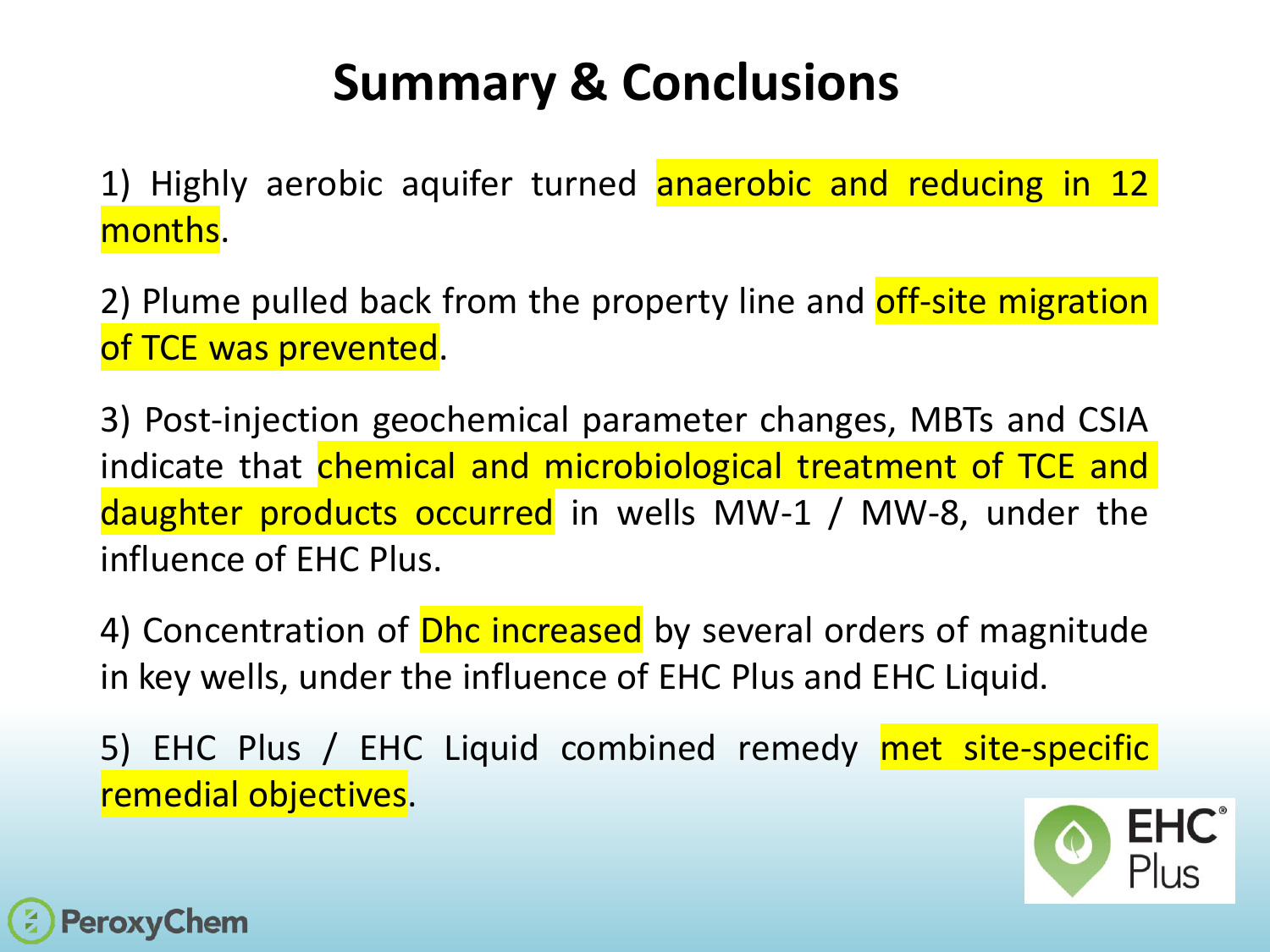# Summary & Conclusions

1) Highly aerobic aquifer turned anaerobic and reducing in 12 months.

2) Plume pulled back from the property line and off-site migration of TCE was prevented.

3) Post-injection geochemical parameter changes, MBTs and CSIA indicate that chemical and microbiological treatment of TCE and daughter products occurred in wells MW-1 / MW-8, under the influence of EHC Plus.

4) Concentration of Dhc increased by several orders of magnitude in key wells, under the influence of EHC Plus and EHC Liquid.

5) EHC Plus / EHC Liquid combined remedy met site-specific remedial objectives.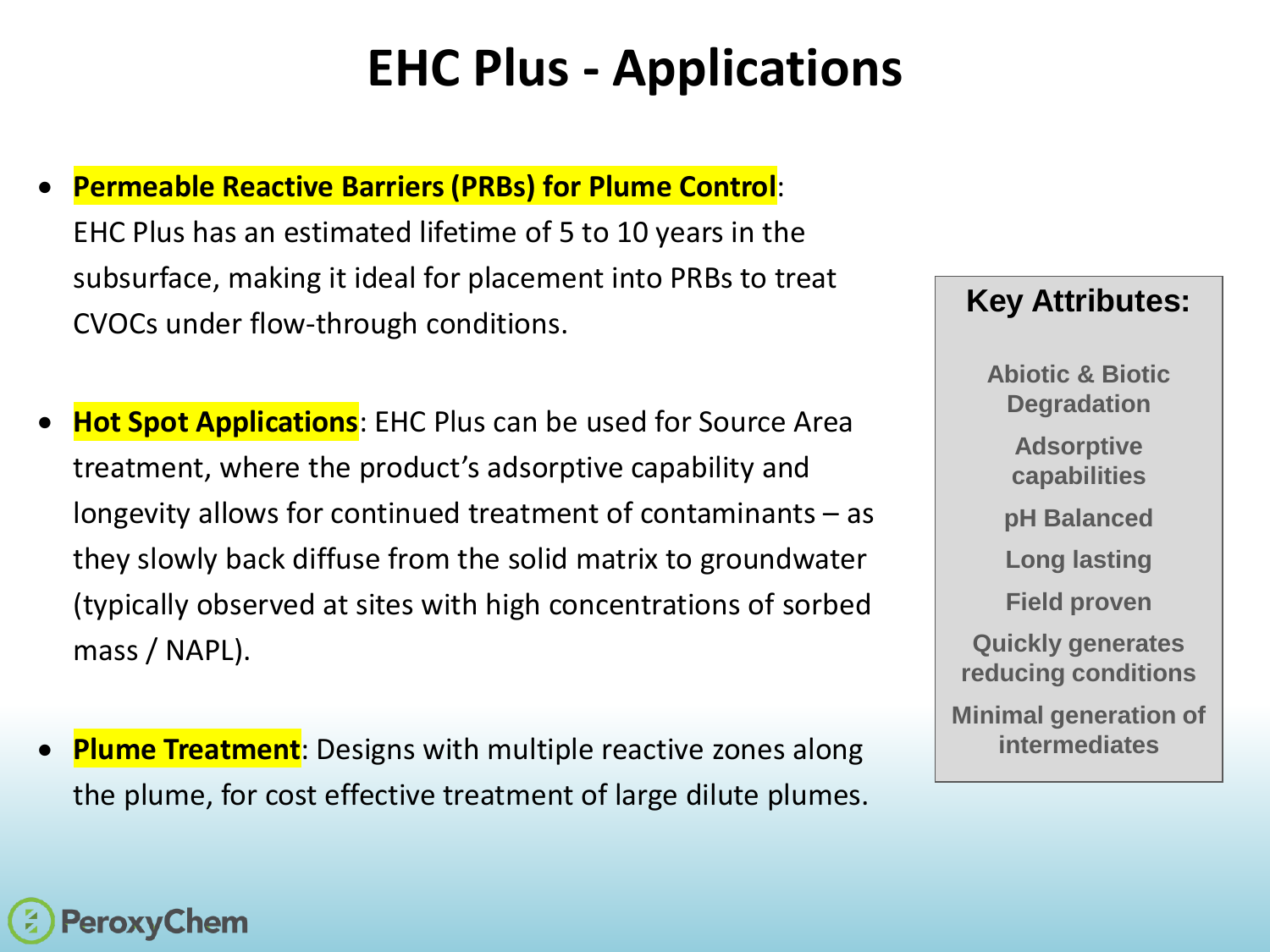# EHC Plus - Applications

- **Permeable Reactive Barriers (PRBs) for Plume Control**: EHC Plus has an estimated lifetime of 5 to 10 years in the subsurface, making it ideal for placement into PRBs to treat CVOCs under flow-through conditions.

- **Hot Spot Applications**: EHC Plus can be used for Source Area treatment, where the product's adsorptive capability and longevity allows for continued treatment of contaminants – as they slowly back diffuse from the solid matrix to groundwater (typically observed at sites with high concentrations of sorbed mass / NAPL).

- **Plume Treatment**: Designs with multiple reactive zones along the plume, for cost effective treatment of large dilute plumes.

**Key Attributes:**

- Abiotic & Biotic Degradation
- Adsorptive capabilities
- pH Balanced
- Long lasting
- Field proven
- Quickly generates reducing conditions
- Minimal generation of intermediates

PeroxyChem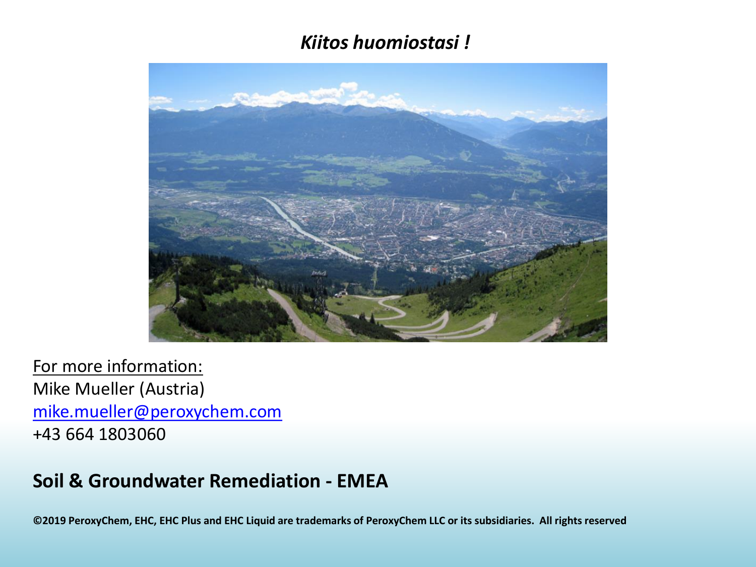*Kiitos huomiostasi !*

For more information:
Mike Mueller (Austria)
[mike.mueller@peroxychem.com](mailto:mike.mueller@peroxychem.com)
+43 664 1803060

**Soil & Groundwater Remediation - EMEA**

**©2019 PeroxyChem, EHC, EHC Plus and EHC Liquid are trademarks of PeroxyChem LLC or its subsidiaries. All rights reserved**